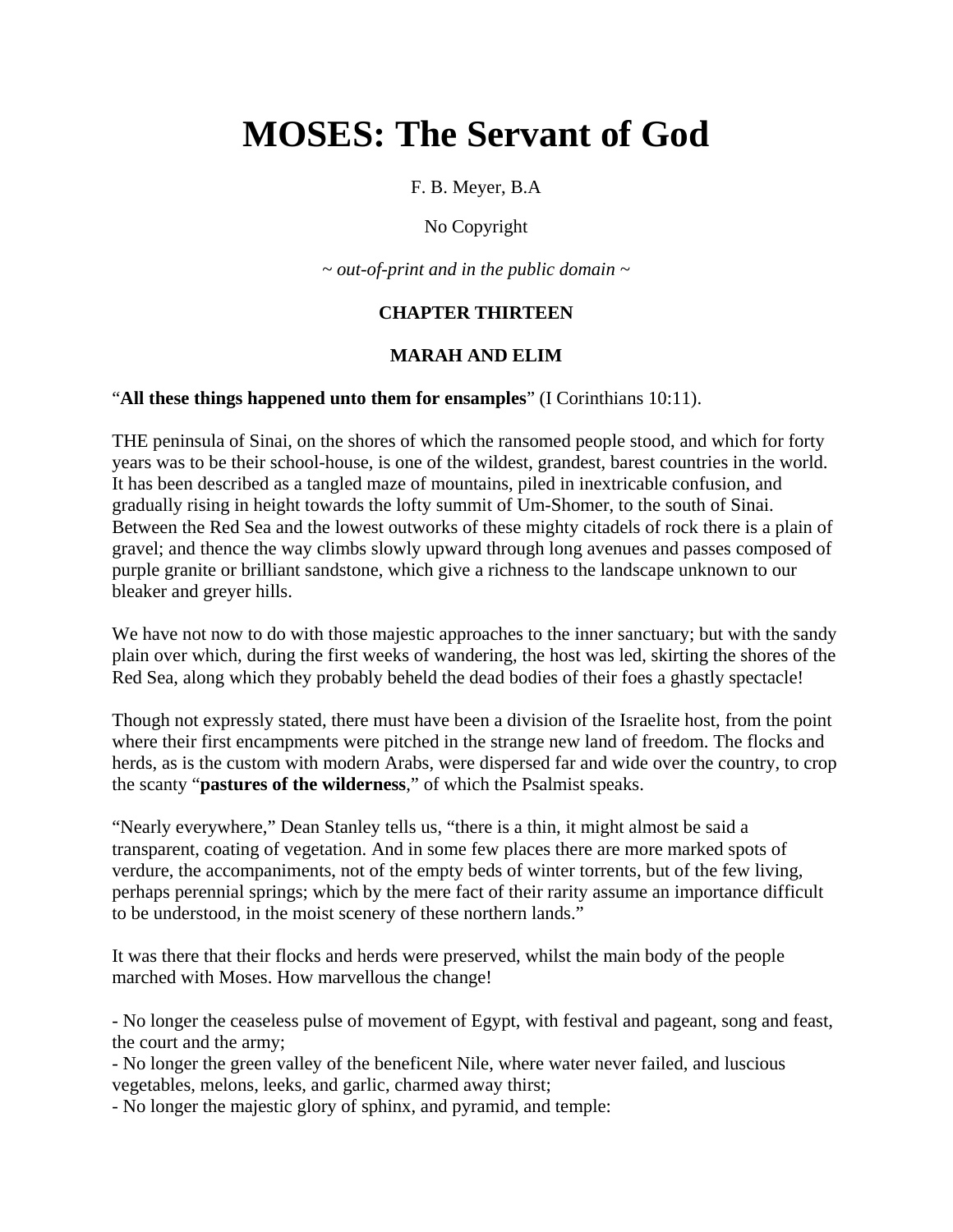# MOSES: The Servant of God

F. B. Meyer, B.A

No Copyright

*~ out-of-print and in the public domain ~*

### CHAPTER THIRTEEN

### MARAH AND ELIM

"**All these things happened unto them for ensamples**" (I Corinthians 10:11).

THE peninsula of Sinai, on the shores of which the ransomed people stood, and which for forty years was to be their school-house, is one of the wildest, grandest, barest countries in the world. It has been described as a tangled maze of mountains, piled in inextricable confusion, and gradually rising in height towards the lofty summit of Um-Shomer, to the south of Sinai. Between the Red Sea and the lowest outworks of these mighty citadels of rock there is a plain of gravel; and thence the way climbs slowly upward through long avenues and passes composed of purple granite or brilliant sandstone, which give a richness to the landscape unknown to our bleaker and greyer hills.

We have not now to do with those majestic approaches to the inner sanctuary; but with the sandy plain over which, during the first weeks of wandering, the host was led, skirting the shores of the Red Sea, along which they probably beheld the dead bodies of their foes a ghastly spectacle!

Though not expressly stated, there must have been a division of the Israelite host, from the point where their first encampments were pitched in the strange new land of freedom. The flocks and herds, as is the custom with modern Arabs, were dispersed far and wide over the country, to crop the scanty "**pastures of the wilderness**," of which the Psalmist speaks.

"Nearly everywhere," Dean Stanley tells us, "there is a thin, it might almost be said a transparent, coating of vegetation. And in some few places there are more marked spots of verdure, the accompaniments, not of the empty beds of winter torrents, but of the few living, perhaps perennial springs; which by the mere fact of their rarity assume an importance difficult to be understood, in the moist scenery of these northern lands."

It was there that their flocks and herds were preserved, whilst the main body of the people marched with Moses. How marvellous the change!

- No longer the ceaseless pulse of movement of Egypt, with festival and pageant, song and feast, the court and the army;
- No longer the green valley of the beneficent Nile, where water never failed, and luscious vegetables, melons, leeks, and garlic, charmed away thirst;
- No longer the majestic glory of sphinx, and pyramid, and temple: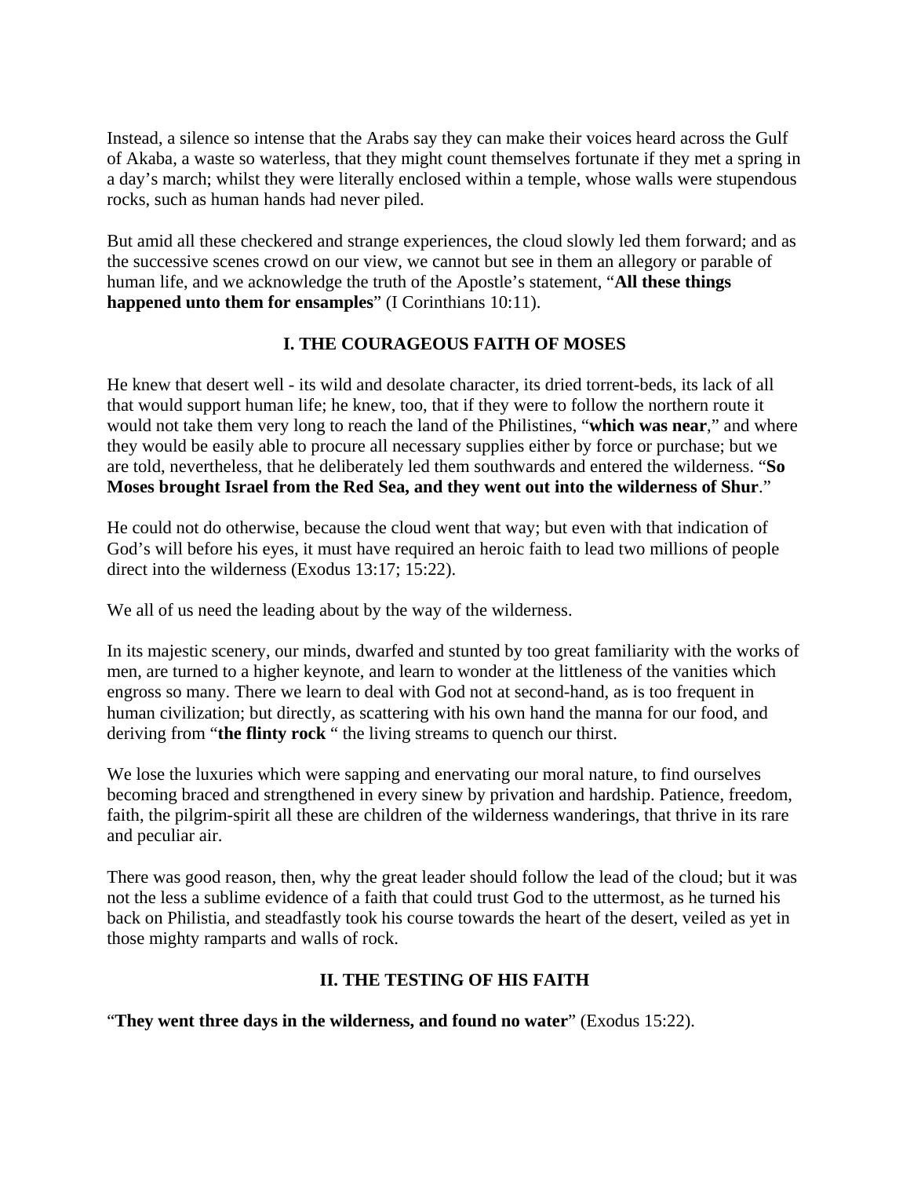Instead, a silence so intense that the Arabs say they can make their voices heard across the Gulf of Akaba, a waste so waterless, that they might count themselves fortunate if they met a spring in a day's march; whilst they were literally enclosed within a temple, whose walls were stupendous rocks, such as human hands had never piled.

But amid all these checkered and strange experiences, the cloud slowly led them forward; and as the successive scenes crowd on our view, we cannot but see in them an allegory or parable of human life, and we acknowledge the truth of the Apostle's statement, "**All these things happened unto them for ensamples**" (I Corinthians 10:11).

## I. THE COURAGEOUS FAITH OF MOSES

He knew that desert well - its wild and desolate character, its dried torrent-beds, its lack of all that would support human life; he knew, too, that if they were to follow the northern route it would not take them very long to reach the land of the Philistines, "**which was near**," and where they would be easily able to procure all necessary supplies either by force or purchase; but we are told, nevertheless, that he deliberately led them southwards and entered the wilderness. "**So Moses brought Israel from the Red Sea, and they went out into the wilderness of Shur**."

He could not do otherwise, because the cloud went that way; but even with that indication of God's will before his eyes, it must have required an heroic faith to lead two millions of people direct into the wilderness (Exodus 13:17; 15:22).

We all of us need the leading about by the way of the wilderness.

In its majestic scenery, our minds, dwarfed and stunted by too great familiarity with the works of men, are turned to a higher keynote, and learn to wonder at the littleness of the vanities which engross so many. There we learn to deal with God not at second-hand, as is too frequent in human civilization; but directly, as scattering with his own hand the manna for our food, and deriving from "**the flinty rock** " the living streams to quench our thirst.

We lose the luxuries which were sapping and enervating our moral nature, to find ourselves becoming braced and strengthened in every sinew by privation and hardship. Patience, freedom, faith, the pilgrim-spirit all these are children of the wilderness wanderings, that thrive in its rare and peculiar air.

There was good reason, then, why the great leader should follow the lead of the cloud; but it was not the less a sublime evidence of a faith that could trust God to the uttermost, as he turned his back on Philistia, and steadfastly took his course towards the heart of the desert, veiled as yet in those mighty ramparts and walls of rock.

## II. THE TESTING OF HIS FAITH

"**They went three days in the wilderness, and found no water**" (Exodus 15:22).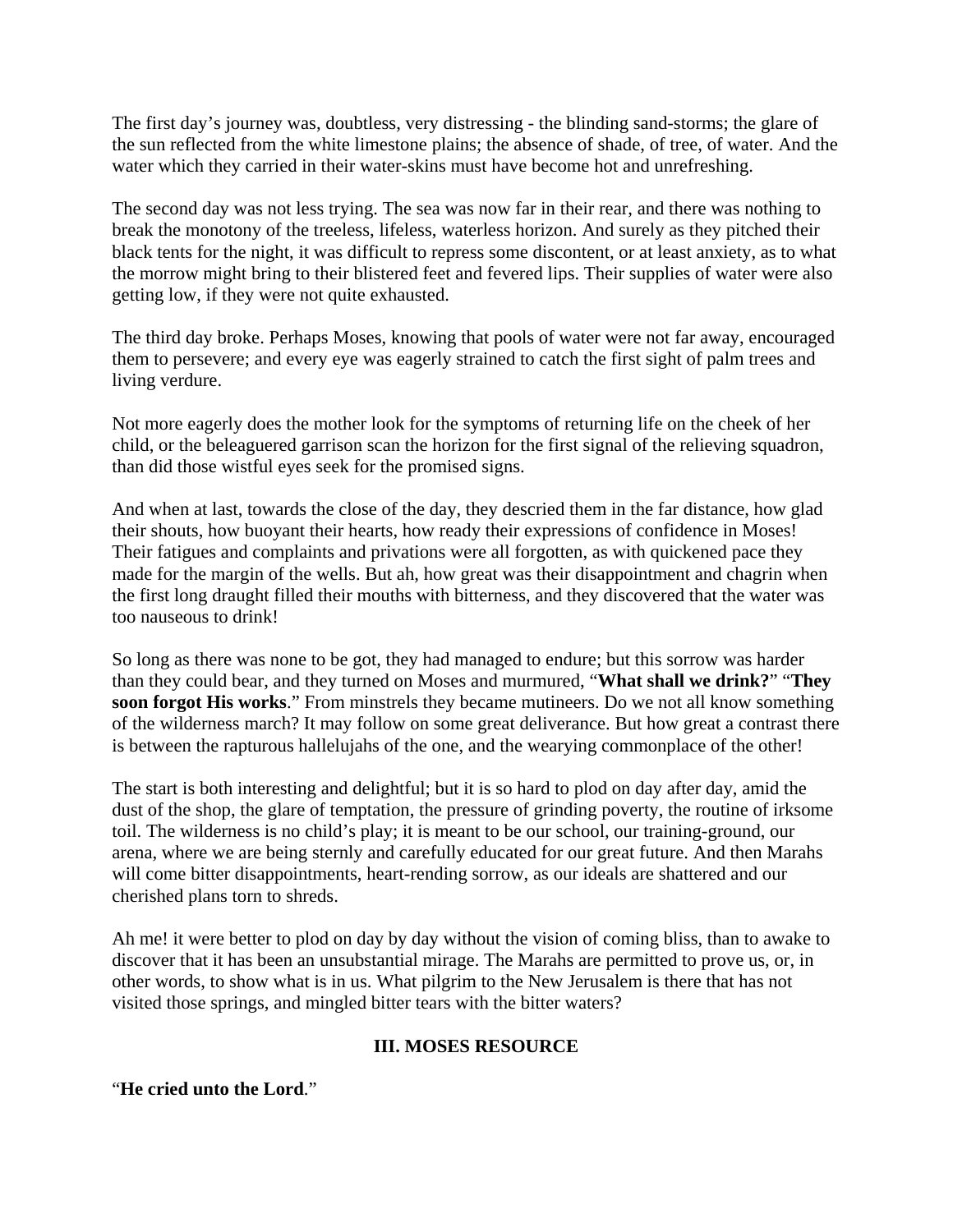The first day's journey was, doubtless, very distressing - the blinding sand-storms; the glare of the sun reflected from the white limestone plains; the absence of shade, of tree, of water. And the water which they carried in their water-skins must have become hot and unrefreshing.

The second day was not less trying. The sea was now far in their rear, and there was nothing to break the monotony of the treeless, lifeless, waterless horizon. And surely as they pitched their black tents for the night, it was difficult to repress some discontent, or at least anxiety, as to what the morrow might bring to their blistered feet and fevered lips. Their supplies of water were also getting low, if they were not quite exhausted.

The third day broke. Perhaps Moses, knowing that pools of water were not far away, encouraged them to persevere; and every eye was eagerly strained to catch the first sight of palm trees and living verdure.

Not more eagerly does the mother look for the symptoms of returning life on the cheek of her child, or the beleaguered garrison scan the horizon for the first signal of the relieving squadron, than did those wistful eyes seek for the promised signs.

And when at last, towards the close of the day, they descried them in the far distance, how glad their shouts, how buoyant their hearts, how ready their expressions of confidence in Moses! Their fatigues and complaints and privations were all forgotten, as with quickened pace they made for the margin of the wells. But ah, how great was their disappointment and chagrin when the first long draught filled their mouths with bitterness, and they discovered that the water was too nauseous to drink!

So long as there was none to be got, they had managed to endure; but this sorrow was harder than they could bear, and they turned on Moses and murmured, "**What shall we drink?**" "**They soon forgot His works**." From minstrels they became mutineers. Do we not all know something of the wilderness march? It may follow on some great deliverance. But how great a contrast there is between the rapturous hallelujahs of the one, and the wearying commonplace of the other!

The start is both interesting and delightful; but it is so hard to plod on day after day, amid the dust of the shop, the glare of temptation, the pressure of grinding poverty, the routine of irksome toil. The wilderness is no child's play; it is meant to be our school, our training-ground, our arena, where we are being sternly and carefully educated for our great future. And then Marahs will come bitter disappointments, heart-rending sorrow, as our ideals are shattered and our cherished plans torn to shreds.

Ah me! it were better to plod on day by day without the vision of coming bliss, than to awake to discover that it has been an unsubstantial mirage. The Marahs are permitted to prove us, or, in other words, to show what is in us. What pilgrim to the New Jerusalem is there that has not visited those springs, and mingled bitter tears with the bitter waters?

### III. MOSES RESOURCE

"**He cried unto the Lord**."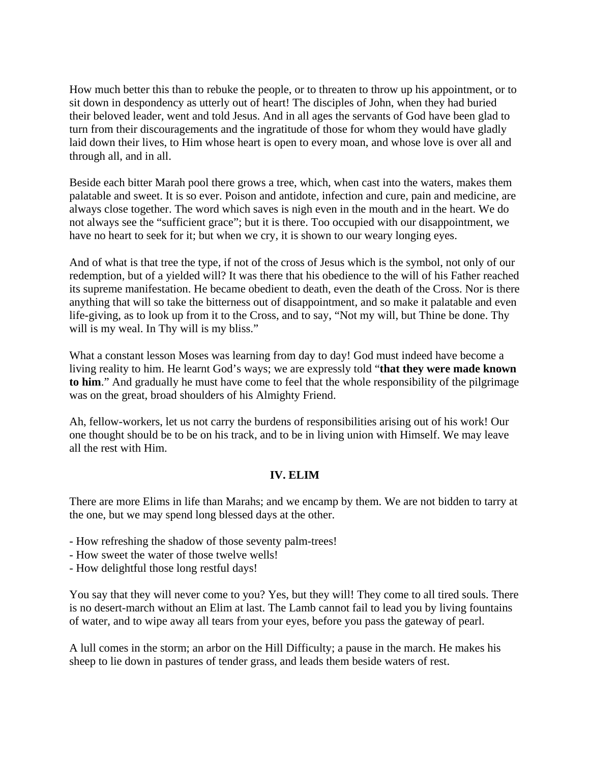How much better this than to rebuke the people, or to threaten to throw up his appointment, or to sit down in despondency as utterly out of heart! The disciples of John, when they had buried their beloved leader, went and told Jesus. And in all ages the servants of God have been glad to turn from their discouragements and the ingratitude of those for whom they would have gladly laid down their lives, to Him whose heart is open to every moan, and whose love is over all and through all, and in all.

Beside each bitter Marah pool there grows a tree, which, when cast into the waters, makes them palatable and sweet. It is so ever. Poison and antidote, infection and cure, pain and medicine, are always close together. The word which saves is nigh even in the mouth and in the heart. We do not always see the "sufficient grace"; but it is there. Too occupied with our disappointment, we have no heart to seek for it; but when we cry, it is shown to our weary longing eyes.

And of what is that tree the type, if not of the cross of Jesus which is the symbol, not only of our redemption, but of a yielded will? It was there that his obedience to the will of his Father reached its supreme manifestation. He became obedient to death, even the death of the Cross. Nor is there anything that will so take the bitterness out of disappointment, and so make it palatable and even life-giving, as to look up from it to the Cross, and to say, "Not my will, but Thine be done. Thy will is my weal. In Thy will is my bliss."

What a constant lesson Moses was learning from day to day! God must indeed have become a living reality to him. He learnt God's ways; we are expressly told "**that they were made known to him**." And gradually he must have come to feel that the whole responsibility of the pilgrimage was on the great, broad shoulders of his Almighty Friend.

Ah, fellow-workers, let us not carry the burdens of responsibilities arising out of his work! Our one thought should be to be on his track, and to be in living union with Himself. We may leave all the rest with Him.

## IV. ELIM

There are more Elims in life than Marahs; and we encamp by them. We are not bidden to tarry at the one, but we may spend long blessed days at the other.

- How refreshing the shadow of those seventy palm-trees!
- How sweet the water of those twelve wells!
- How delightful those long restful days!

You say that they will never come to you? Yes, but they will! They come to all tired souls. There is no desert-march without an Elim at last. The Lamb cannot fail to lead you by living fountains of water, and to wipe away all tears from your eyes, before you pass the gateway of pearl.

A lull comes in the storm; an arbor on the Hill Difficulty; a pause in the march. He makes his sheep to lie down in pastures of tender grass, and leads them beside waters of rest.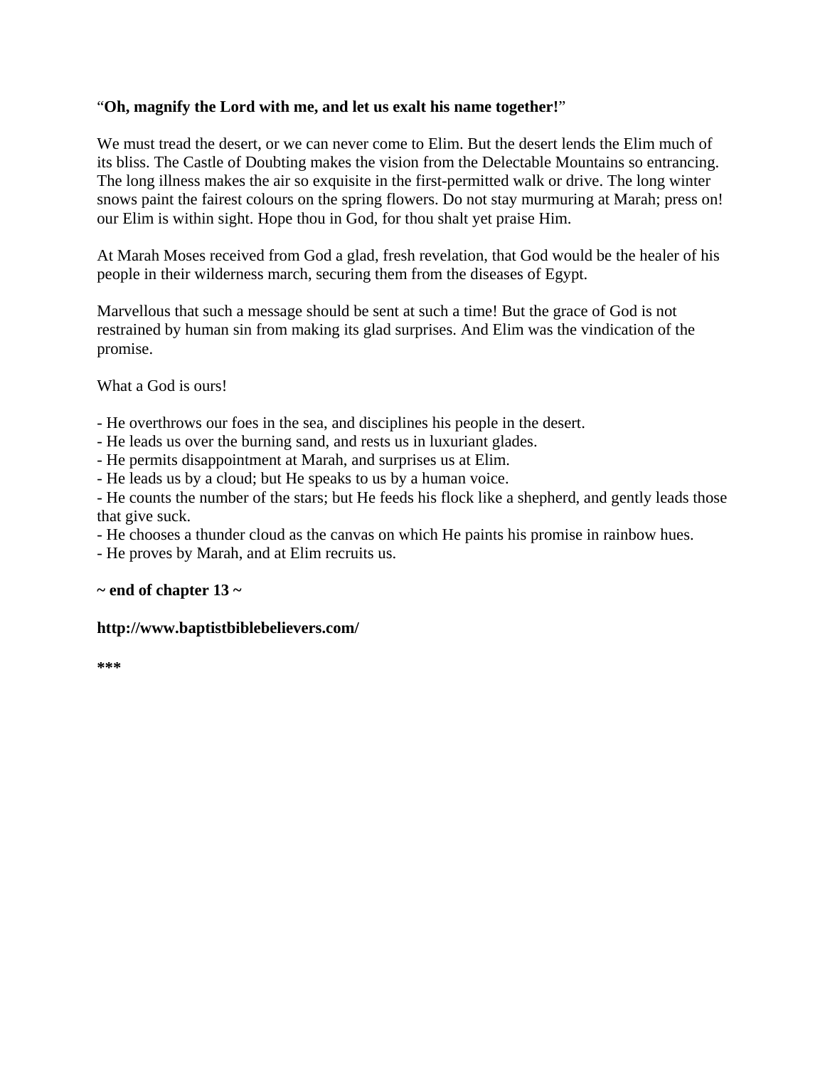"**Oh, magnify the Lord with me, and let us exalt his name together!**"

We must tread the desert, or we can never come to Elim. But the desert lends the Elim much of its bliss. The Castle of Doubting makes the vision from the Delectable Mountains so entrancing. The long illness makes the air so exquisite in the first-permitted walk or drive. The long winter snows paint the fairest colours on the spring flowers. Do not stay murmuring at Marah; press on! our Elim is within sight. Hope thou in God, for thou shalt yet praise Him.

At Marah Moses received from God a glad, fresh revelation, that God would be the healer of his people in their wilderness march, securing them from the diseases of Egypt.

Marvellous that such a message should be sent at such a time! But the grace of God is not restrained by human sin from making its glad surprises. And Elim was the vindication of the promise.

What a God is ours!

- He overthrows our foes in the sea, and disciplines his people in the desert.
- He leads us over the burning sand, and rests us in luxuriant glades.
- He permits disappointment at Marah, and surprises us at Elim.
- He leads us by a cloud; but He speaks to us by a human voice.
- He counts the number of the stars; but He feeds his flock like a shepherd, and gently leads those that give suck.
- He chooses a thunder cloud as the canvas on which He paints his promise in rainbow hues.
- He proves by Marah, and at Elim recruits us.

**~ end of chapter 13 ~**

**http://www.baptistbiblebelievers.com/**

***